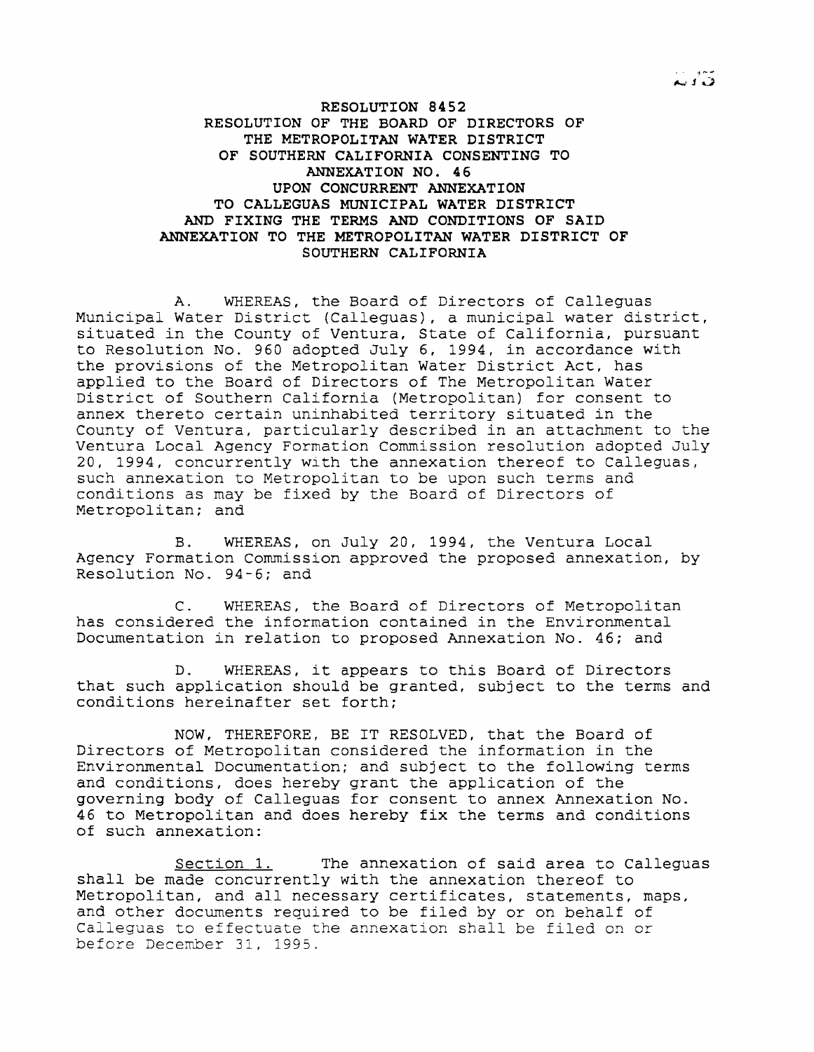# RESOLUTION 8452

## RESOLUTION OF THE BOARD OF DIRECTORS OF THE METROPOLITAN WATER DISTRICT OF SOUTHERN CALIFORNIA CONSENTING TO ANNEXATION NO. 46 UPON CONCURRENT ANNEXATION TO CALLEGUAS MUNICIPAL WATER DISTRICT AND FIXING THE TERMS AND CONDITIONS OF SAID ANNEXATION TO THE METROPOLITAN WATER DISTRICT OF SOUTHERN CALIFORNIA

A. WHEREAS, the Board of Directors of Calleguas Municipal Water District (Calleguas), a municipal water district, situated in the County of Ventura, State of California, pursuant to Resolution No. 960 adopted July 6, 1994, in accordance with the provisions of the Metropolitan Water District Act, has applied to the Board of Directors of The Metropolitan Water District of Southern California (Metropolitan) for consent to annex thereto certain uninhabited territory situated in the County of Ventura, particularly described in an attachment to the Ventura Local Agency Formation Commission resolution adopted July 20, 1994, concurrently with the annexation thereof to Calleguas, such annexation to Metropolitan to be upon such terms and conditions as may be fixed by the Board of Directors of Metropolitan; and

B. WHEREAS, on July 20, 1994, the Ventura Local Agency Formation Commission approved the proposed annexation, by Resolution No. 94-6; and

C. WHEREAS, the Board of Directors of Metropolitan has considered the information contained in the Environmental Documentation in relation to proposed Annexation No. 46; and

D. WHEREAS, it appears to this Board of Directors that such application should be granted, subject to the terms and conditions hereinafter set forth;

NOW, THEREFORE, BE IT RESOLVED, that the Board of Directors of Metropolitan considered the information in the Environmental Documentation; and subject to the following terms and conditions, does hereby grant the application of the governing body of Calleguas for consent to annex Annexation No. 46 to Metropolitan and does hereby fix the terms and conditions of such annexation:

Section 1. The annexation of said area to Calleguas shall be made concurrently with the annexation thereof to Metropolitan, and all necessary certificates, statements, maps, and other documents required to be filed by or on behalf of Calleguas to effectuate the annexation shall be filed on or before December 31, 1995.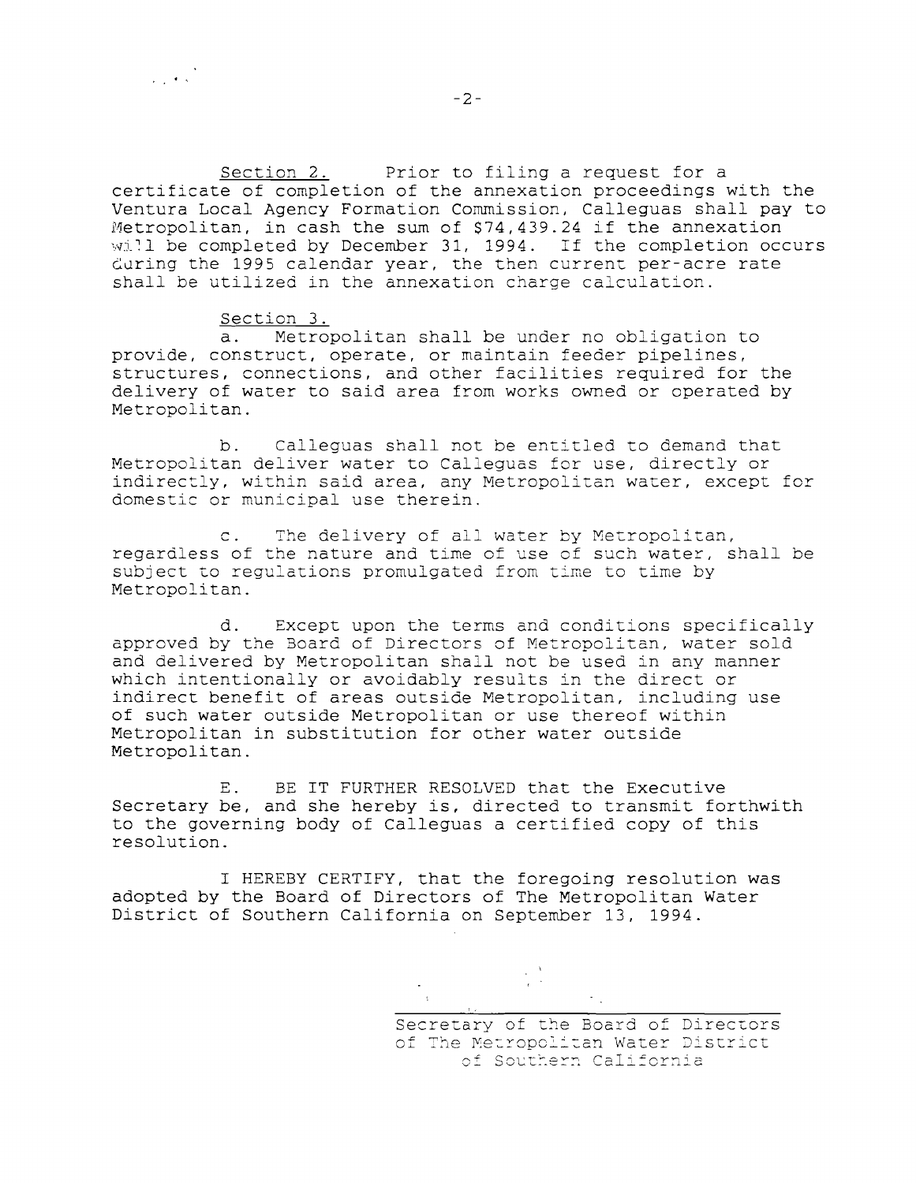Section 2. Prior to filing a request for a certificate of completion of the annexation proceedings with the Ventura Local Agency Formation Commission, Calleguas shall pay to Metropolitan, in cash the sum of $74,439.24 if the annexation will be completed by December 31, 1994. If the completion occurs during the 1995 calendar year, the then current per-acre rate shall be utilized in the annexation charge calculation.

Section 3.

a. Metropolitan shall be under no obligation to provide, construct, operate, or maintain feeder pipelines, structures, connections, and other facilities required for the delivery of water to said area from works owned or operated by Metropolitan.

b. Calleguas shall not be entitled to demand that Metropolitan deliver water to Calleguas for use, directly or indirectly, within said area, any Metropolitan water, except for domestic or municipal use therein.

c. The delivery of all water by Metropolitan, regardless of the nature and time of use of such water, shall be subject to regulations promulgated from time to time by Metropolitan.

d. Except upon the terms and conditions specifically approved by the Board of Directors of Metropolitan, water sold and delivered by Metropolitan shall not be used in any manner which intentionally or avoidably results in the direct or indirect benefit of areas outside Metropolitan, including use of such water outside Metropolitan or use thereof within Metropolitan in substitution for other water outside Metropolitan.

E. BE IT FURTHER RESOLVED that the Executive Secretary be, and she hereby is, directed to transmit forthwith to the governing body of Calleguas a certified copy of this resolution.

I HEREBY CERTIFY, that the foregoing resolution was adopted by the Board of Directors of The Metropolitan Water District of Southern California on September 13, 1994.

Secretary of the Board of Directors
of The Metropolitan Water District
of Southern California